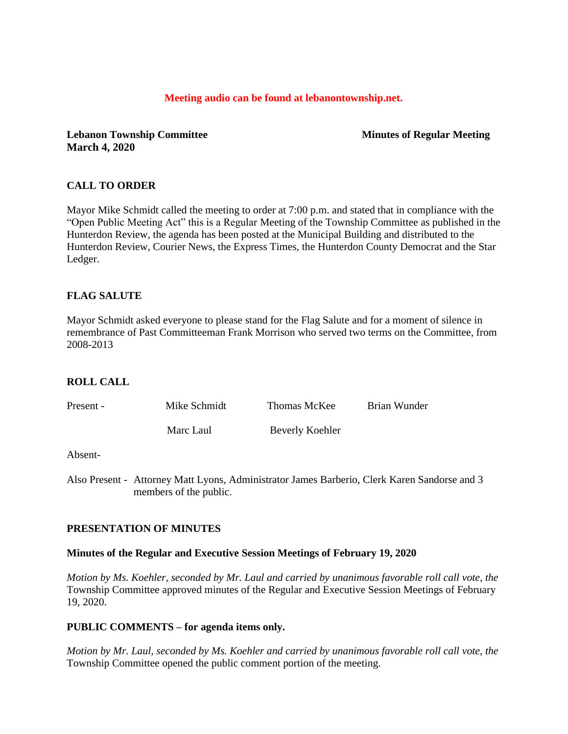**Meeting audio can be found at lebanontownship.net.**

**Lebanon Township Committee** **Minutes of Regular Meeting**
**March 4, 2020**

## CALL TO ORDER

Mayor Mike Schmidt called the meeting to order at 7:00 p.m. and stated that in compliance with the "Open Public Meeting Act" this is a Regular Meeting of the Township Committee as published in the Hunterdon Review, the agenda has been posted at the Municipal Building and distributed to the Hunterdon Review, Courier News, the Express Times, the Hunterdon County Democrat and the Star Ledger.

## FLAG SALUTE

Mayor Schmidt asked everyone to please stand for the Flag Salute and for a moment of silence in remembrance of Past Committeeman Frank Morrison who served two terms on the Committee, from 2008-2013

## ROLL CALL

| Present - | Mike Schmidt | Thomas McKee | Brian Wunder |
|---|---|---|---|
| | Marc Laul | Beverly Koehler | |

Absent-

Also Present - Attorney Matt Lyons, Administrator James Barberio, Clerk Karen Sandorse and 3 members of the public.

## PRESENTATION OF MINUTES

**Minutes of the Regular and Executive Session Meetings of February 19, 2020**

*Motion by Ms. Koehler, seconded by Mr. Laul and carried by unanimous favorable roll call vote, the* Township Committee approved minutes of the Regular and Executive Session Meetings of February 19, 2020.

## PUBLIC COMMENTS – for agenda items only.

*Motion by Mr. Laul, seconded by Ms. Koehler and carried by unanimous favorable roll call vote, the* Township Committee opened the public comment portion of the meeting.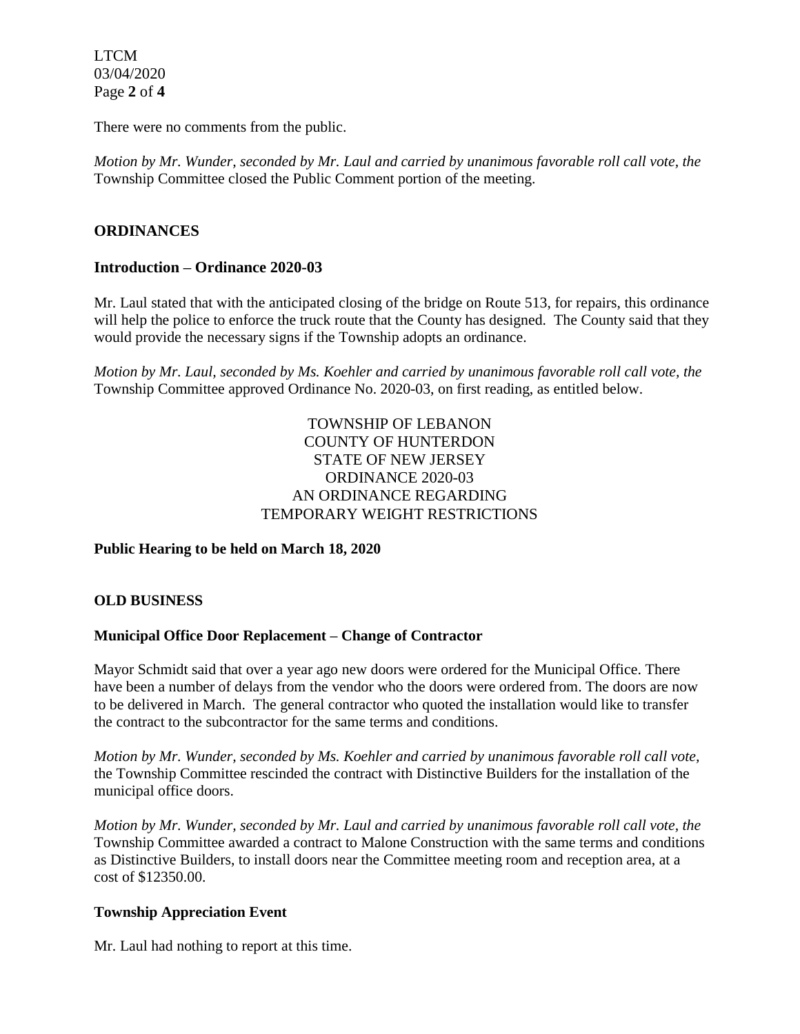There were no comments from the public.

*Motion by Mr. Wunder, seconded by Mr. Laul and carried by unanimous favorable roll call vote, the* Township Committee closed the Public Comment portion of the meeting.

## ORDINANCES

### Introduction – Ordinance 2020-03

Mr. Laul stated that with the anticipated closing of the bridge on Route 513, for repairs, this ordinance will help the police to enforce the truck route that the County has designed. The County said that they would provide the necessary signs if the Township adopts an ordinance.

*Motion by Mr. Laul, seconded by Ms. Koehler and carried by unanimous favorable roll call vote, the* Township Committee approved Ordinance No. 2020-03, on first reading, as entitled below.

TOWNSHIP OF LEBANON
COUNTY OF HUNTERDON
STATE OF NEW JERSEY
ORDINANCE 2020-03
AN ORDINANCE REGARDING
TEMPORARY WEIGHT RESTRICTIONS

**Public Hearing to be held on March 18, 2020**

## OLD BUSINESS

### Municipal Office Door Replacement – Change of Contractor

Mayor Schmidt said that over a year ago new doors were ordered for the Municipal Office. There have been a number of delays from the vendor who the doors were ordered from. The doors are now to be delivered in March. The general contractor who quoted the installation would like to transfer the contract to the subcontractor for the same terms and conditions.

*Motion by Mr. Wunder, seconded by Ms. Koehler and carried by unanimous favorable roll call vote,* the Township Committee rescinded the contract with Distinctive Builders for the installation of the municipal office doors.

*Motion by Mr. Wunder, seconded by Mr. Laul and carried by unanimous favorable roll call vote, the* Township Committee awarded a contract to Malone Construction with the same terms and conditions as Distinctive Builders, to install doors near the Committee meeting room and reception area, at a cost of $12350.00.

### Township Appreciation Event

Mr. Laul had nothing to report at this time.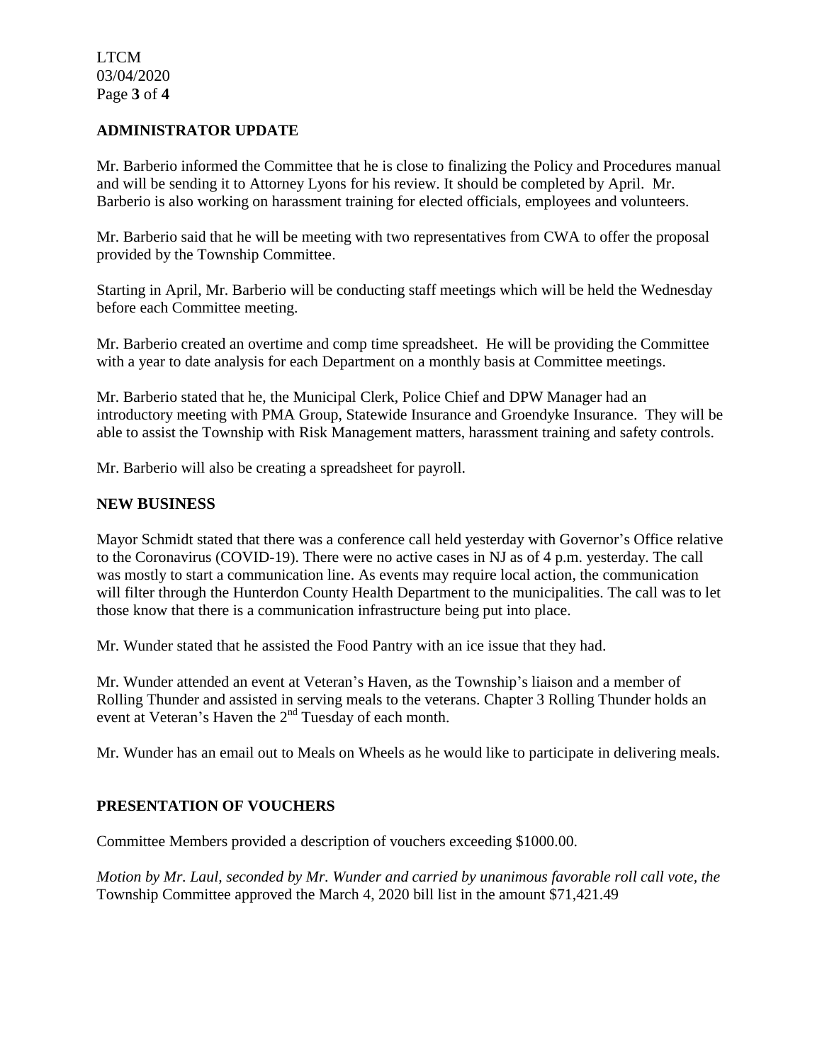## ADMINISTRATOR UPDATE

Mr. Barberio informed the Committee that he is close to finalizing the Policy and Procedures manual and will be sending it to Attorney Lyons for his review. It should be completed by April. Mr. Barberio is also working on harassment training for elected officials, employees and volunteers.

Mr. Barberio said that he will be meeting with two representatives from CWA to offer the proposal provided by the Township Committee.

Starting in April, Mr. Barberio will be conducting staff meetings which will be held the Wednesday before each Committee meeting.

Mr. Barberio created an overtime and comp time spreadsheet. He will be providing the Committee with a year to date analysis for each Department on a monthly basis at Committee meetings.

Mr. Barberio stated that he, the Municipal Clerk, Police Chief and DPW Manager had an introductory meeting with PMA Group, Statewide Insurance and Groendyke Insurance. They will be able to assist the Township with Risk Management matters, harassment training and safety controls.

Mr. Barberio will also be creating a spreadsheet for payroll.

## NEW BUSINESS

Mayor Schmidt stated that there was a conference call held yesterday with Governor's Office relative to the Coronavirus (COVID-19). There were no active cases in NJ as of 4 p.m. yesterday. The call was mostly to start a communication line. As events may require local action, the communication will filter through the Hunterdon County Health Department to the municipalities. The call was to let those know that there is a communication infrastructure being put into place.

Mr. Wunder stated that he assisted the Food Pantry with an ice issue that they had.

Mr. Wunder attended an event at Veteran's Haven, as the Township's liaison and a member of Rolling Thunder and assisted in serving meals to the veterans. Chapter 3 Rolling Thunder holds an event at Veteran's Haven the 2nd Tuesday of each month.

Mr. Wunder has an email out to Meals on Wheels as he would like to participate in delivering meals.

## PRESENTATION OF VOUCHERS

Committee Members provided a description of vouchers exceeding $1000.00.

*Motion by Mr. Laul, seconded by Mr. Wunder and carried by unanimous favorable roll call vote, the* Township Committee approved the March 4, 2020 bill list in the amount $71,421.49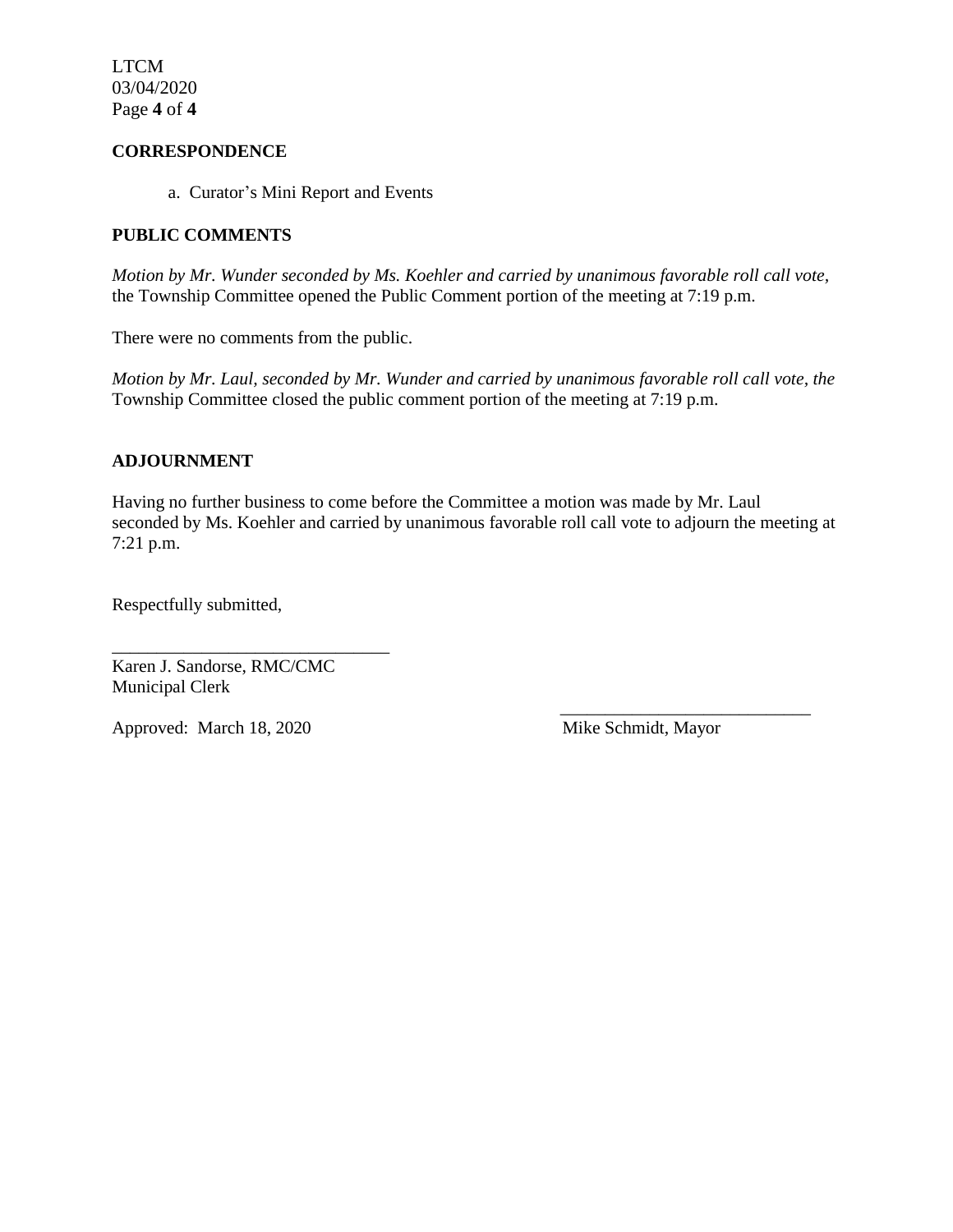**CORRESPONDENCE**

a. Curator's Mini Report and Events

**PUBLIC COMMENTS**

*Motion by Mr. Wunder seconded by Ms. Koehler and carried by unanimous favorable roll call vote,* the Township Committee opened the Public Comment portion of the meeting at 7:19 p.m.

There were no comments from the public.

*Motion by Mr. Laul, seconded by Mr. Wunder and carried by unanimous favorable roll call vote, the* Township Committee closed the public comment portion of the meeting at 7:19 p.m.

**ADJOURNMENT**

Having no further business to come before the Committee a motion was made by Mr. Laul seconded by Ms. Koehler and carried by unanimous favorable roll call vote to adjourn the meeting at 7:21 p.m.

Respectfully submitted,

_______________________________
Karen J. Sandorse, RMC/CMC
Municipal Clerk

Approved: March 18, 2020

____________________________
Mike Schmidt, Mayor